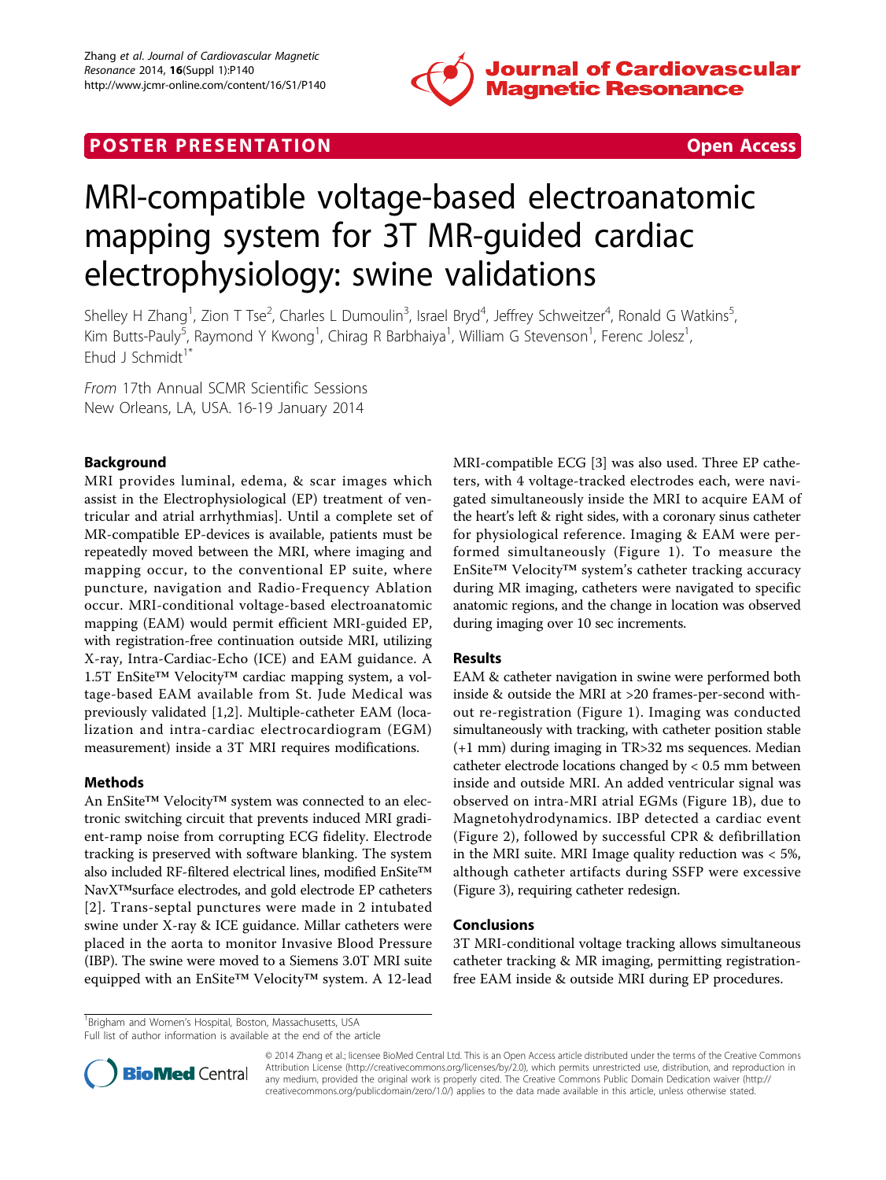POSTER PRESENTATION Open Access

# MRI-compatible voltage-based electroanatomic mapping system for 3T MR-guided cardiac electrophysiology: swine validations

Shelley H Zhang[1], Zion T Tse[2], Charles L Dumoulin[3], Israel Bryd[4], Jeffrey Schweitzer[4], Ronald G Watkins[5], Kim Butts-Pauly[5], Raymond Y Kwong[1], Chirag R Barbhaiya[1], William G Stevenson[1], Ferenc Jolesz[1], Ehud J Schmidt[1*]

*From* 17th Annual SCMR Scientific Sessions
New Orleans, LA, USA. 16-19 January 2014

## Background

MRI provides luminal, edema, & scar images which assist in the Electrophysiological (EP) treatment of ventricular and atrial arrhythmias]. Until a complete set of MR-compatible EP-devices is available, patients must be repeatedly moved between the MRI, where imaging and mapping occur, to the conventional EP suite, where puncture, navigation and Radio-Frequency Ablation occur. MRI-conditional voltage-based electroanatomic mapping (EAM) would permit efficient MRI-guided EP, with registration-free continuation outside MRI, utilizing X-ray, Intra-Cardiac-Echo (ICE) and EAM guidance. A 1.5T EnSite™ Velocity™ cardiac mapping system, a voltage-based EAM available from St. Jude Medical was previously validated [1,2]. Multiple-catheter EAM (localization and intra-cardiac electrocardiogram (EGM) measurement) inside a 3T MRI requires modifications.

## Methods

An EnSite™ Velocity™ system was connected to an electronic switching circuit that prevents induced MRI gradient-ramp noise from corrupting ECG fidelity. Electrode tracking is preserved with software blanking. The system also included RF-filtered electrical lines, modified EnSite™ NavX™surface electrodes, and gold electrode EP catheters [2]. Trans-septal punctures were made in 2 intubated swine under X-ray & ICE guidance. Millar catheters were placed in the aorta to monitor Invasive Blood Pressure (IBP). The swine were moved to a Siemens 3.0T MRI suite equipped with an EnSite™ Velocity™ system. A 12-lead MRI-compatible ECG [3] was also used. Three EP catheters, with 4 voltage-tracked electrodes each, were navigated simultaneously inside the MRI to acquire EAM of the heart's left & right sides, with a coronary sinus catheter for physiological reference. Imaging & EAM were performed simultaneously (Figure 1). To measure the EnSite™ Velocity™ system's catheter tracking accuracy during MR imaging, catheters were navigated to specific anatomic regions, and the change in location was observed during imaging over 10 sec increments.

## Results

EAM & catheter navigation in swine were performed both inside & outside the MRI at >20 frames-per-second without re-registration (Figure 1). Imaging was conducted simultaneously with tracking, with catheter position stable (+1 mm) during imaging in TR>32 ms sequences. Median catheter electrode locations changed by < 0.5 mm between inside and outside MRI. An added ventricular signal was observed on intra-MRI atrial EGMs (Figure 1B), due to Magnetohydrodynamics. IBP detected a cardiac event (Figure 2), followed by successful CPR & defibrillation in the MRI suite. MRI Image quality reduction was < 5%, although catheter artifacts during SSFP were excessive (Figure 3), requiring catheter redesign.

## Conclusions

3T MRI-conditional voltage tracking allows simultaneous catheter tracking & MR imaging, permitting registration-free EAM inside & outside MRI during EP procedures.

[1]Brigham and Women's Hospital, Boston, Massachusetts, USA
Full list of author information is available at the end of the article

© 2014 Zhang et al.; licensee BioMed Central Ltd. This is an Open Access article distributed under the terms of the Creative Commons Attribution License (http://creativecommons.org/licenses/by/2.0), which permits unrestricted use, distribution, and reproduction in any medium, provided the original work is properly cited. The Creative Commons Public Domain Dedication waiver (http://creativecommons.org/publicdomain/zero/1.0/) applies to the data made available in this article, unless otherwise stated.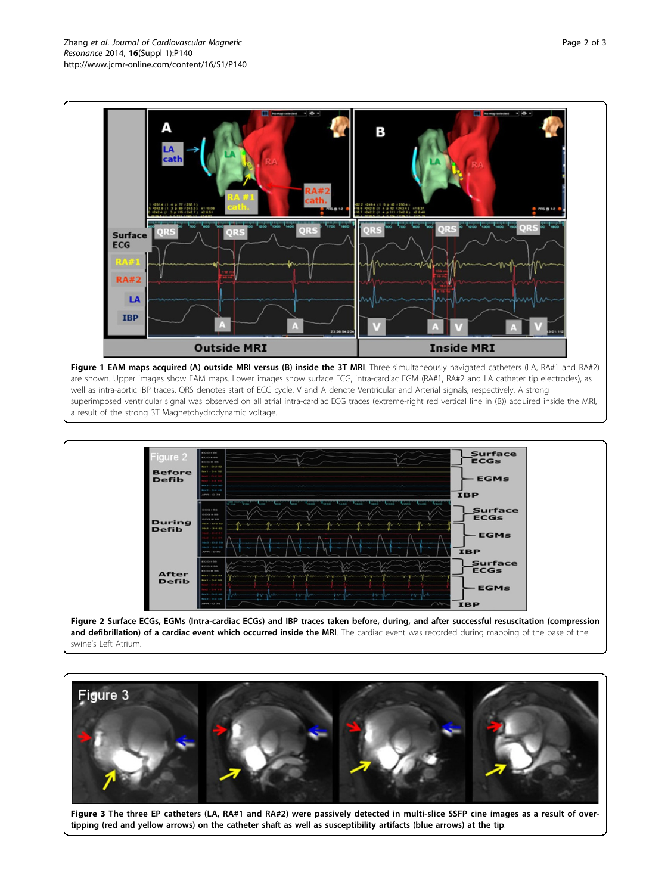**Figure 1 EAM maps acquired (A) outside MRI versus (B) inside the 3T MRI**. Three simultaneously navigated catheters (LA, RA#1 and RA#2) are shown. Upper images show EAM maps. Lower images show surface ECG, intra-cardiac EGM (RA#1, RA#2 and LA catheter tip electrodes), as well as intra-aortic IBP traces. QRS denotes start of ECG cycle. V and A denote Ventricular and Arterial signals, respectively. A strong superimposed ventricular signal was observed on all atrial intra-cardiac ECG traces (extreme-right red vertical line in (B)) acquired inside the MRI, a result of the strong 3T Magnetohydrodynamic voltage.

**Figure 2 Surface ECGs, EGMs (Intra-cardiac ECGs) and IBP traces taken before, during, and after successful resuscitation (compression and defibrillation) of a cardiac event which occurred inside the MRI**. The cardiac event was recorded during mapping of the base of the swine's Left Atrium.

**Figure 3 The three EP catheters (LA, RA#1 and RA#2) were passively detected in multi-slice SSFP cine images as a result of over-tipping (red and yellow arrows) on the catheter shaft as well as susceptibility artifacts (blue arrows) at the tip**.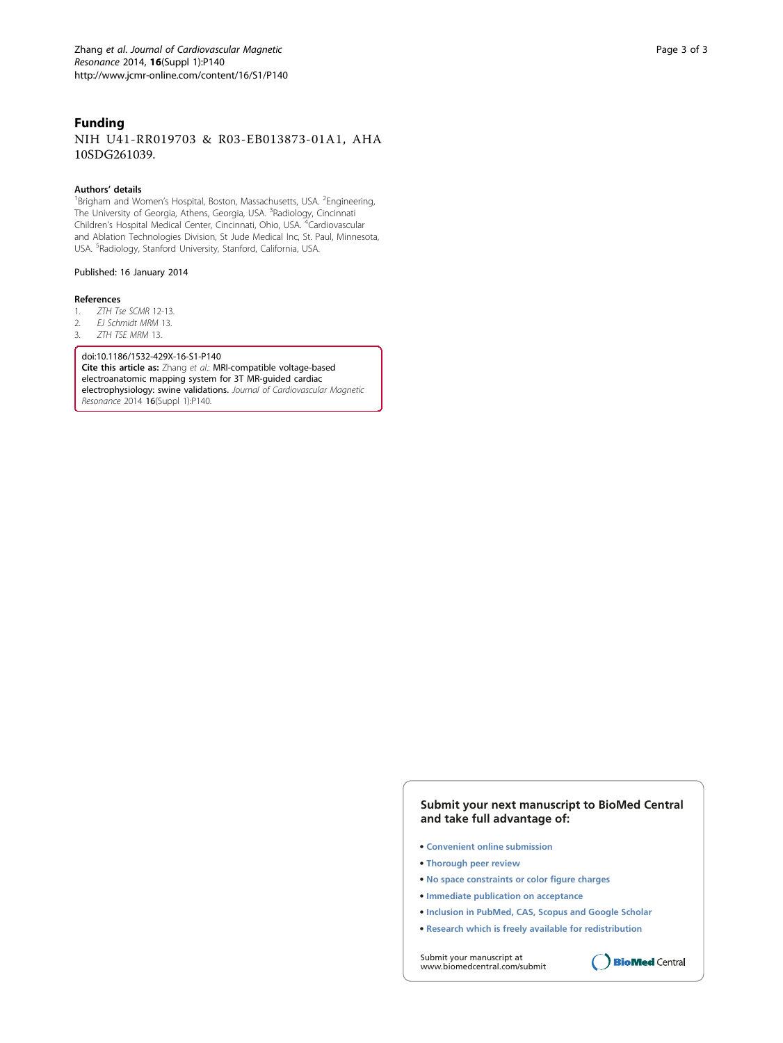## Funding

NIH U41-RR019703 & R03-EB013873-01A1, AHA 10SDG261039.

### Authors' details

[1]Brigham and Women's Hospital, Boston, Massachusetts, USA. [2]Engineering, The University of Georgia, Athens, Georgia, USA. [3]Radiology, Cincinnati Children's Hospital Medical Center, Cincinnati, Ohio, USA. [4]Cardiovascular and Ablation Technologies Division, St Jude Medical Inc, St. Paul, Minnesota, USA. [5]Radiology, Stanford University, Stanford, California, USA.

Published: 16 January 2014

### References

1. *ZTH Tse SCMR* 12-13.
2. *EJ Schmidt MRM* 13.
3. *ZTH TSE MRM* 13.

doi:10.1186/1532-429X-16-S1-P140
**Cite this article as:** Zhang *et al.*: MRI-compatible voltage-based electroanatomic mapping system for 3T MR-guided cardiac electrophysiology: swine validations. *Journal of Cardiovascular Magnetic Resonance* 2014 **16**(Suppl 1):P140.

**Submit your next manuscript to BioMed Central and take full advantage of:**

- Convenient online submission
- Thorough peer review
- No space constraints or color figure charges
- Immediate publication on acceptance
- Inclusion in PubMed, CAS, Scopus and Google Scholar
- Research which is freely available for redistribution

Submit your manuscript at
www.biomedcentral.com/submit

BioMed Central